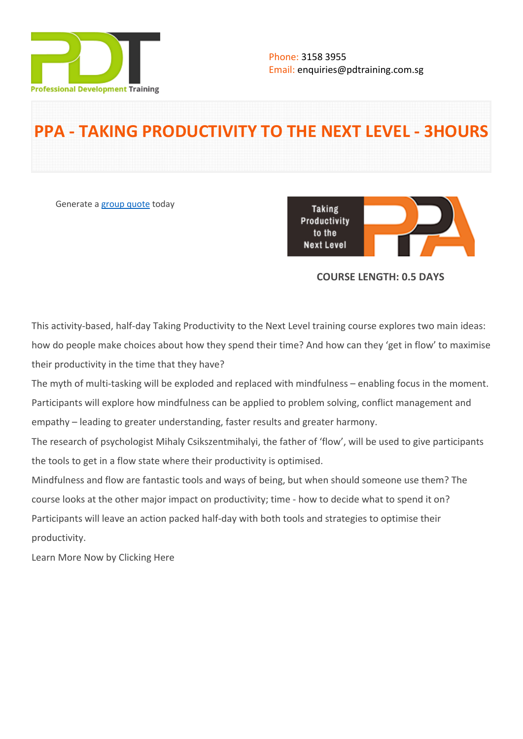Phone: 3158 3955
Email: enquiries@pdtraining.com.sg

# PPA - TAKING PRODUCTIVITY TO THE NEXT LEVEL - 3HOURS

Generate a group quote today

**COURSE LENGTH: 0.5 DAYS**

This activity-based, half-day Taking Productivity to the Next Level training course explores two main ideas: how do people make choices about how they spend their time? And how can they 'get in flow' to maximise their productivity in the time that they have?

The myth of multi-tasking will be exploded and replaced with mindfulness – enabling focus in the moment. Participants will explore how mindfulness can be applied to problem solving, conflict management and empathy – leading to greater understanding, faster results and greater harmony.

The research of psychologist Mihaly Csikszentmihalyi, the father of 'flow', will be used to give participants the tools to get in a flow state where their productivity is optimised.

Mindfulness and flow are fantastic tools and ways of being, but when should someone use them? The course looks at the other major impact on productivity; time - how to decide what to spend it on?

Participants will leave an action packed half-day with both tools and strategies to optimise their productivity.

Learn More Now by Clicking Here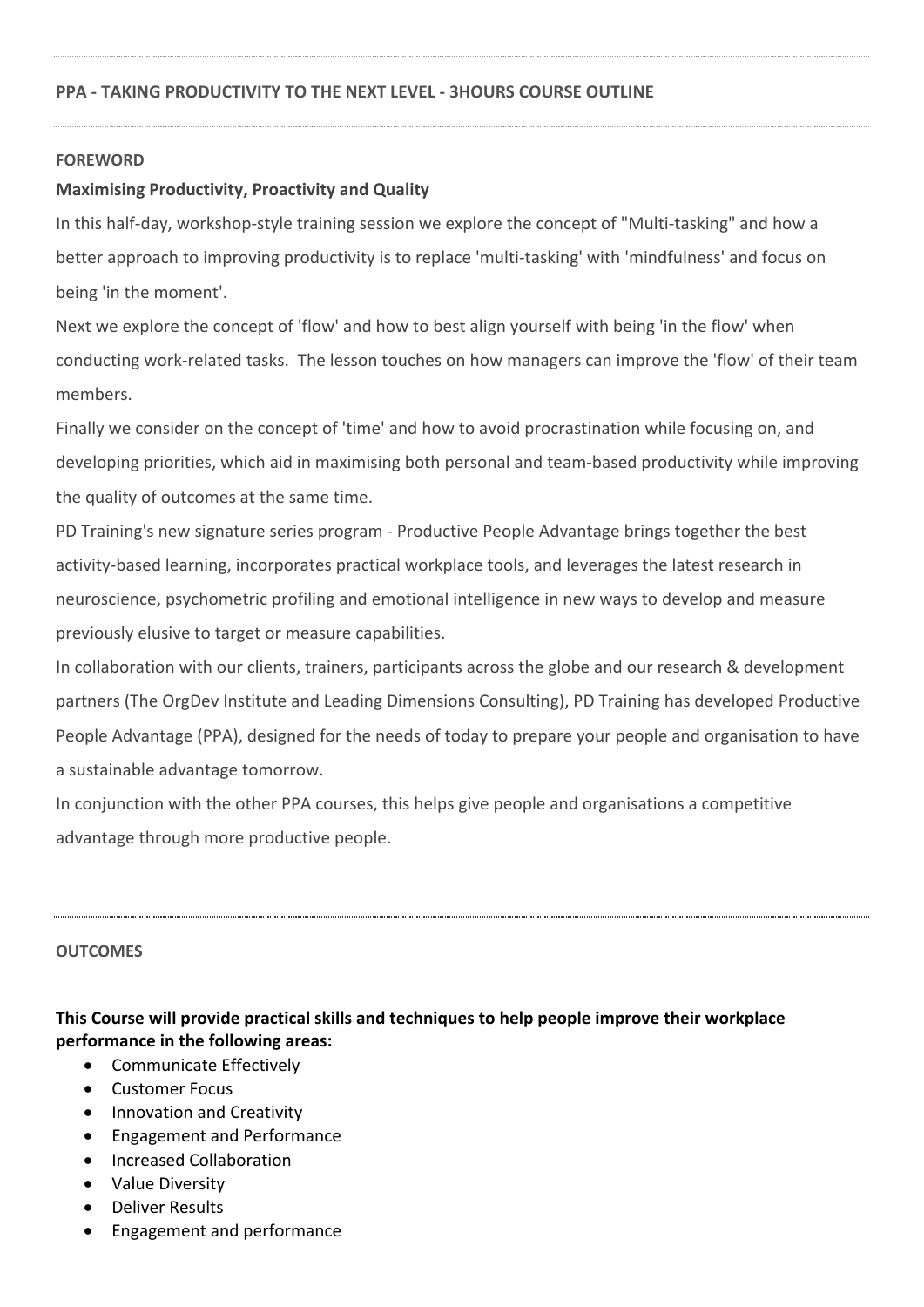## PPA - TAKING PRODUCTIVITY TO THE NEXT LEVEL - 3HOURS COURSE OUTLINE

### FOREWORD

**Maximising Productivity, Proactivity and Quality**

In this half-day, workshop-style training session we explore the concept of "Multi-tasking" and how a better approach to improving productivity is to replace 'multi-tasking' with 'mindfulness' and focus on being 'in the moment'.

Next we explore the concept of 'flow' and how to best align yourself with being 'in the flow' when conducting work-related tasks. The lesson touches on how managers can improve the 'flow' of their team members.

Finally we consider on the concept of 'time' and how to avoid procrastination while focusing on, and developing priorities, which aid in maximising both personal and team-based productivity while improving the quality of outcomes at the same time.

PD Training's new signature series program - Productive People Advantage brings together the best activity-based learning, incorporates practical workplace tools, and leverages the latest research in neuroscience, psychometric profiling and emotional intelligence in new ways to develop and measure previously elusive to target or measure capabilities.

In collaboration with our clients, trainers, participants across the globe and our research & development partners (The OrgDev Institute and Leading Dimensions Consulting), PD Training has developed Productive People Advantage (PPA), designed for the needs of today to prepare your people and organisation to have a sustainable advantage tomorrow.

In conjunction with the other PPA courses, this helps give people and organisations a competitive advantage through more productive people.

### OUTCOMES

**This Course will provide practical skills and techniques to help people improve their workplace performance in the following areas:**

- Communicate Effectively
- Customer Focus
- Innovation and Creativity
- Engagement and Performance
- Increased Collaboration
- Value Diversity
- Deliver Results
- Engagement and performance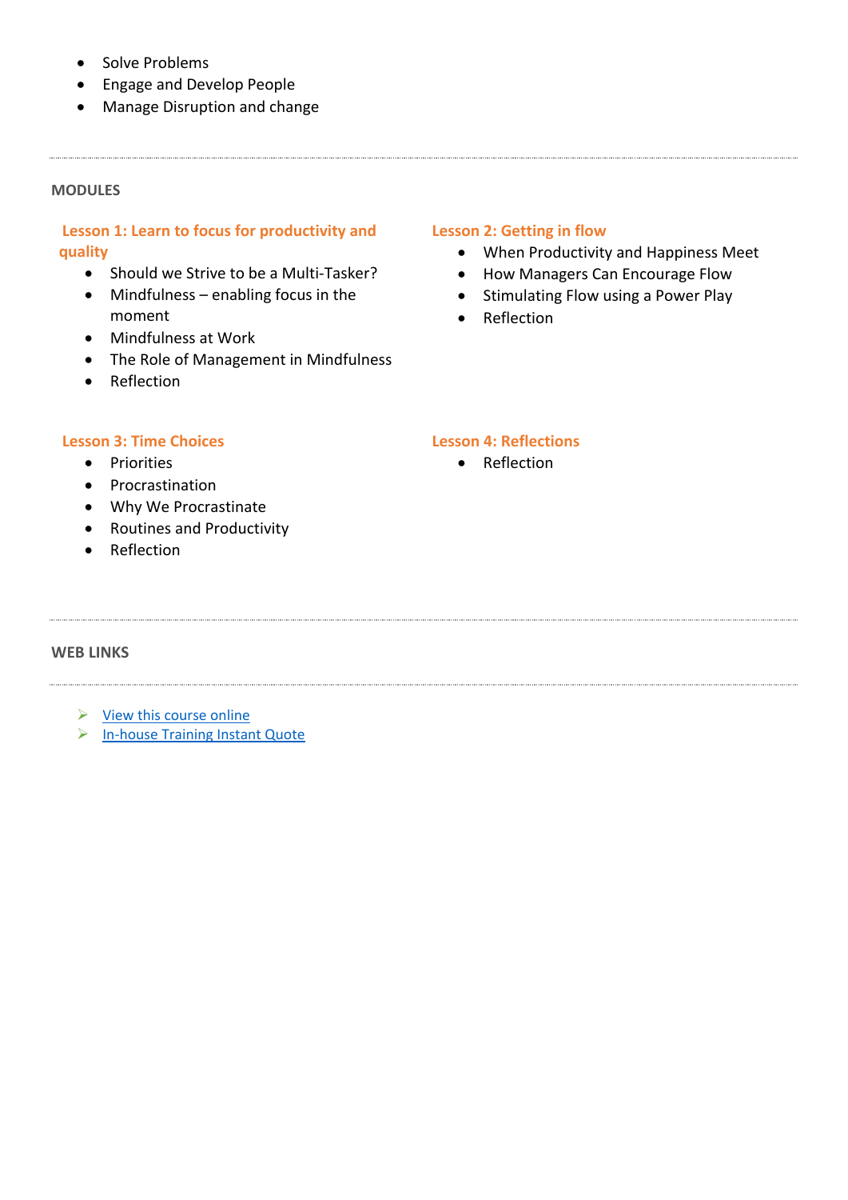- Solve Problems
- Engage and Develop People
- Manage Disruption and change

---

## MODULES

### Lesson 1: Learn to focus for productivity and quality

- Should we Strive to be a Multi-Tasker?
- Mindfulness – enabling focus in the moment
- Mindfulness at Work
- The Role of Management in Mindfulness
- Reflection

### Lesson 2: Getting in flow

- When Productivity and Happiness Meet
- How Managers Can Encourage Flow
- Stimulating Flow using a Power Play
- Reflection

### Lesson 3: Time Choices

- Priorities
- Procrastination
- Why We Procrastinate
- Routines and Productivity
- Reflection

### Lesson 4: Reflections

- Reflection

---

## WEB LINKS

---

- View this course online
- In-house Training Instant Quote